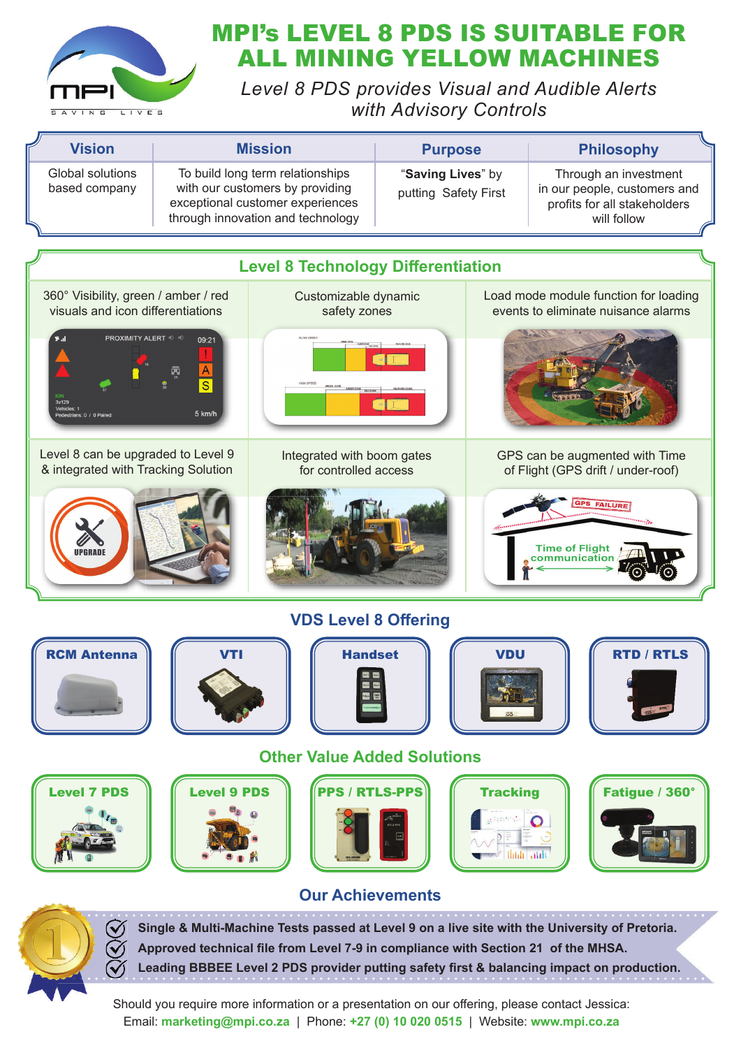# MPI's LEVEL 8 PDS IS SUITABLE FOR ALL MINING YELLOW MACHINES

*Level 8 PDS provides Visual and Audible Alerts with Advisory Controls*

| Vision | Mission | Purpose | Philosophy |
|---|---|---|---|
| Global solutions based company | To build long term relationships with our customers by providing exceptional customer experiences through innovation and technology | "**Saving Lives**" by putting Safety First | Through an investment in our people, customers and profits for all stakeholders will follow |

## Level 8 Technology Differentiation

- 360° Visibility, green / amber / red visuals and icon differentiations
- Customizable dynamic safety zones
- Load mode module function for loading events to eliminate nuisance alarms
- Level 8 can be upgraded to Level 9 & integrated with Tracking Solution
- Integrated with boom gates for controlled access
- GPS can be augmented with Time of Flight (GPS drift / under-roof)

## VDS Level 8 Offering

- RCM Antenna
- VTI
- Handset
- VDU
- RTD / RTLS

## Other Value Added Solutions

- Level 7 PDS
- Level 9 PDS
- PPS / RTLS-PPS
- Tracking
- Fatigue / 360°

## Our Achievements

- **Single & Multi-Machine Tests passed at Level 9 on a live site with the University of Pretoria.**
- **Approved technical file from Level 7-9 in compliance with Section 21 of the MHSA.**
- **Leading BBBEE Level 2 PDS provider putting safety first & balancing impact on production.**

Should you require more information or a presentation on our offering, please contact Jessica:
Email: **marketing@mpi.co.za** | Phone: **+27 (0) 10 020 0515** | Website: **www.mpi.co.za**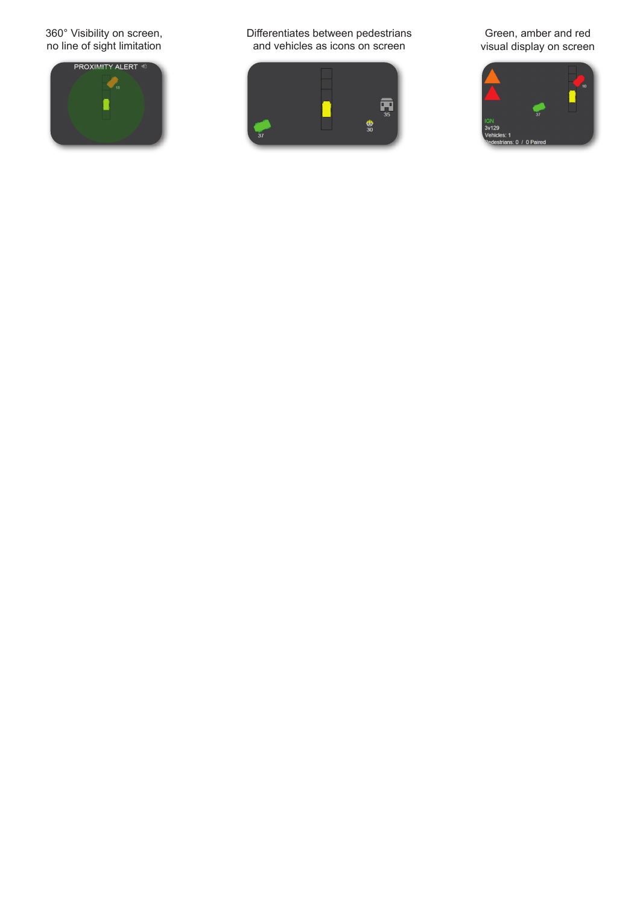360° Visibility on screen, no line of sight limitation

PROXIMITY ALERT

18

Differentiates between pedestrians and vehicles as icons on screen

37

30

35

Green, amber and red visual display on screen

10

37

IGN

3v129

Vehicles: 1

Pedestrians: 0 / 0 Paired